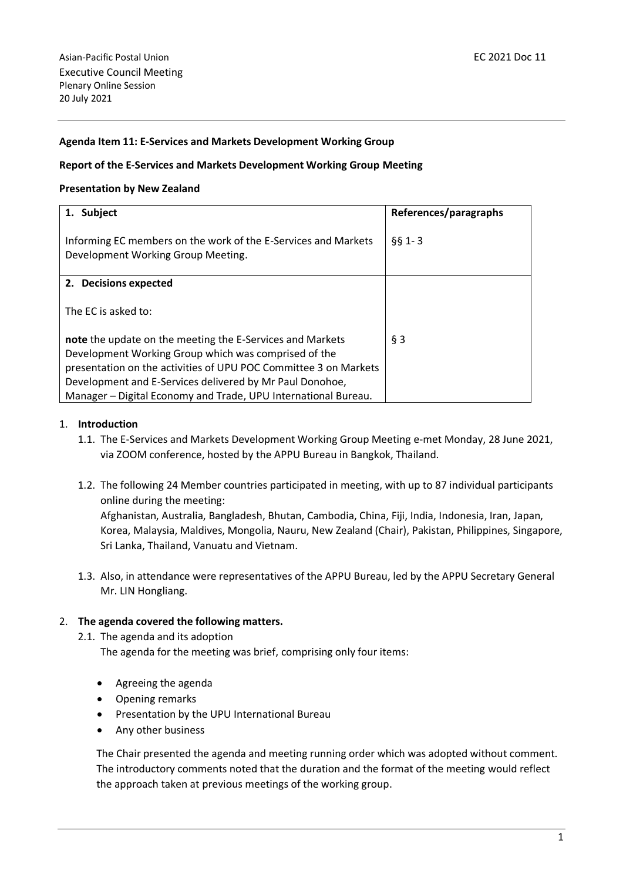Asian-Pacific Postal Union

EC 2021 Doc 11

Executive Council Meeting

Plenary Online Session

20 July 2021

**Agenda Item 11: E-Services and Markets Development Working Group**

**Report of the E-Services and Markets Development Working Group Meeting**

**Presentation by New Zealand**

| **1. Subject** | **References/paragraphs** |
|---|---|
| Informing EC members on the work of the E-Services and Markets Development Working Group Meeting. | §§ 1- 3 |
| **2. Decisions expected**<br><br>The EC is asked to:<br><br>**note** the update on the meeting the E-Services and Markets Development Working Group which was comprised of the presentation on the activities of UPU POC Committee 3 on Markets Development and E-Services delivered by Mr Paul Donohoe, Manager – Digital Economy and Trade, UPU International Bureau. | § 3 |

1. **Introduction**
   1.1. The E-Services and Markets Development Working Group Meeting e-met Monday, 28 June 2021, via ZOOM conference, hosted by the APPU Bureau in Bangkok, Thailand.

   1.2. The following 24 Member countries participated in meeting, with up to 87 individual participants online during the meeting:
   Afghanistan, Australia, Bangladesh, Bhutan, Cambodia, China, Fiji, India, Indonesia, Iran, Japan, Korea, Malaysia, Maldives, Mongolia, Nauru, New Zealand (Chair), Pakistan, Philippines, Singapore, Sri Lanka, Thailand, Vanuatu and Vietnam.

   1.3. Also, in attendance were representatives of the APPU Bureau, led by the APPU Secretary General Mr. LIN Hongliang.

2. **The agenda covered the following matters.**
   2.1. The agenda and its adoption
   The agenda for the meeting was brief, comprising only four items:

   - Agreeing the agenda
   - Opening remarks
   - Presentation by the UPU International Bureau
   - Any other business

   The Chair presented the agenda and meeting running order which was adopted without comment. The introductory comments noted that the duration and the format of the meeting would reflect the approach taken at previous meetings of the working group.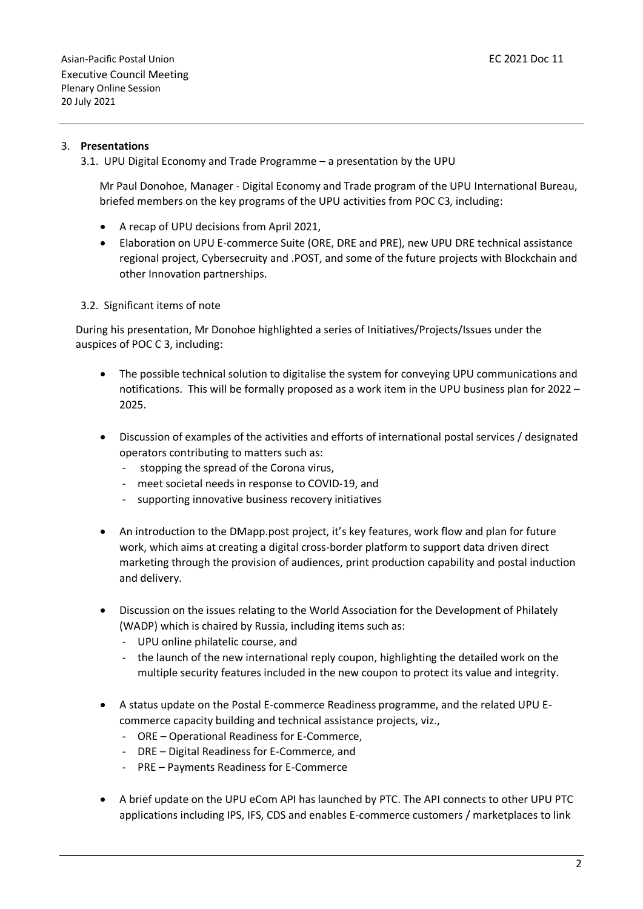### 3. **Presentations**

3.1. UPU Digital Economy and Trade Programme – a presentation by the UPU

Mr Paul Donohoe, Manager - Digital Economy and Trade program of the UPU International Bureau, briefed members on the key programs of the UPU activities from POC C3, including:

- A recap of UPU decisions from April 2021,
- Elaboration on UPU E-commerce Suite (ORE, DRE and PRE), new UPU DRE technical assistance regional project, Cybersecruity and .POST, and some of the future projects with Blockchain and other Innovation partnerships.

3.2. Significant items of note

During his presentation, Mr Donohoe highlighted a series of Initiatives/Projects/Issues under the auspices of POC C 3, including:

- The possible technical solution to digitalise the system for conveying UPU communications and notifications. This will be formally proposed as a work item in the UPU business plan for 2022 – 2025.
- Discussion of examples of the activities and efforts of international postal services / designated operators contributing to matters such as:
  - stopping the spread of the Corona virus,
  - meet societal needs in response to COVID-19, and
  - supporting innovative business recovery initiatives
- An introduction to the DMapp.post project, it's key features, work flow and plan for future work, which aims at creating a digital cross-border platform to support data driven direct marketing through the provision of audiences, print production capability and postal induction and delivery.
- Discussion on the issues relating to the World Association for the Development of Philately (WADP) which is chaired by Russia, including items such as:
  - UPU online philatelic course, and
  - the launch of the new international reply coupon, highlighting the detailed work on the multiple security features included in the new coupon to protect its value and integrity.
- A status update on the Postal E-commerce Readiness programme, and the related UPU E-commerce capacity building and technical assistance projects, viz.,
  - ORE – Operational Readiness for E-Commerce,
  - DRE – Digital Readiness for E-Commerce, and
  - PRE – Payments Readiness for E-Commerce
- A brief update on the UPU eCom API has launched by PTC. The API connects to other UPU PTC applications including IPS, IFS, CDS and enables E-commerce customers / marketplaces to link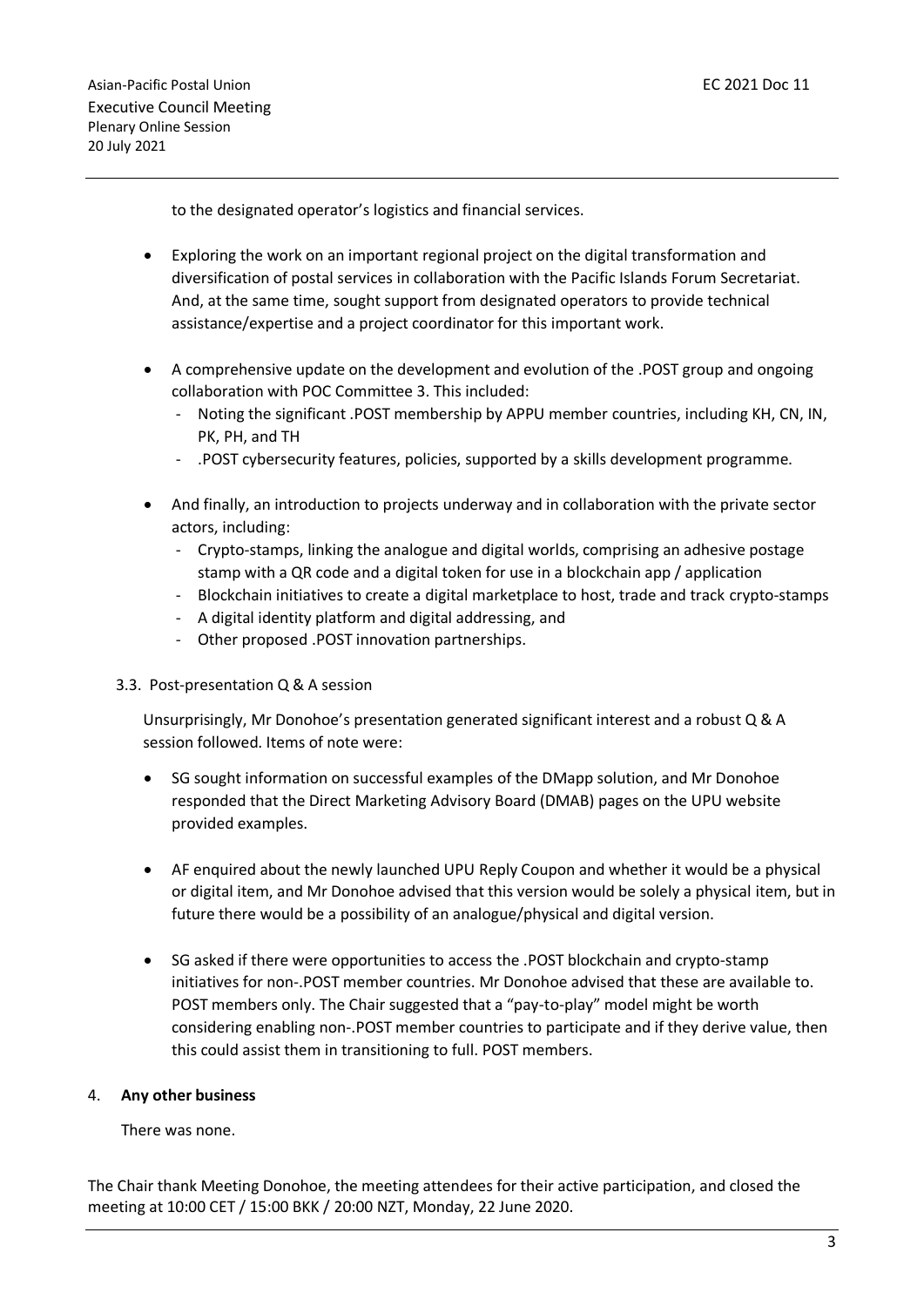to the designated operator's logistics and financial services.

- Exploring the work on an important regional project on the digital transformation and diversification of postal services in collaboration with the Pacific Islands Forum Secretariat. And, at the same time, sought support from designated operators to provide technical assistance/expertise and a project coordinator for this important work.

- A comprehensive update on the development and evolution of the .POST group and ongoing collaboration with POC Committee 3. This included:
  - Noting the significant .POST membership by APPU member countries, including KH, CN, IN, PK, PH, and TH
  - .POST cybersecurity features, policies, supported by a skills development programme.

- And finally, an introduction to projects underway and in collaboration with the private sector actors, including:
  - Crypto-stamps, linking the analogue and digital worlds, comprising an adhesive postage stamp with a QR code and a digital token for use in a blockchain app / application
  - Blockchain initiatives to create a digital marketplace to host, trade and track crypto-stamps
  - A digital identity platform and digital addressing, and
  - Other proposed .POST innovation partnerships.

3.3. Post-presentation Q & A session

Unsurprisingly, Mr Donohoe's presentation generated significant interest and a robust Q & A session followed. Items of note were:

- SG sought information on successful examples of the DMapp solution, and Mr Donohoe responded that the Direct Marketing Advisory Board (DMAB) pages on the UPU website provided examples.

- AF enquired about the newly launched UPU Reply Coupon and whether it would be a physical or digital item, and Mr Donohoe advised that this version would be solely a physical item, but in future there would be a possibility of an analogue/physical and digital version.

- SG asked if there were opportunities to access the .POST blockchain and crypto-stamp initiatives for non-.POST member countries. Mr Donohoe advised that these are available to. POST members only. The Chair suggested that a "pay-to-play" model might be worth considering enabling non-.POST member countries to participate and if they derive value, then this could assist them in transitioning to full. POST members.

4. **Any other business**

There was none.

The Chair thank Meeting Donohoe, the meeting attendees for their active participation, and closed the meeting at 10:00 CET / 15:00 BKK / 20:00 NZT, Monday, 22 June 2020.